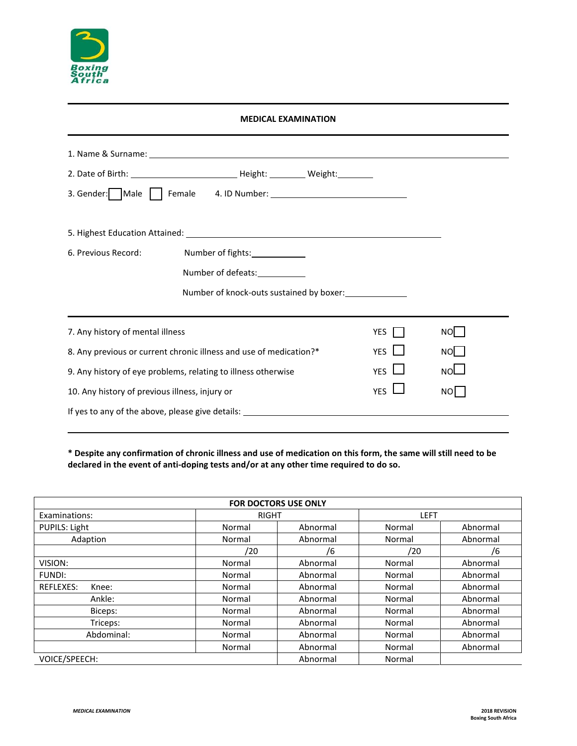Boxing South Africa

## MEDICAL EXAMINATION

1. Name & Surname: ______________________________

2. Date of Birth: ____________________ Height: ________ Weight: ________

3. Gender: ☐ Male ☐ Female   4. ID Number: ______________________________

5. Highest Education Attained: ______________________________

6. Previous Record: Number of fights: ____________

Number of defeats: ____________

Number of knock-outs sustained by boxer: ____________

| | | |
|---|---|---|
| 7. Any history of mental illness | YES ☐ | NO ☐ |
| 8. Any previous or current chronic illness and use of medication?* | YES ☐ | NO ☐ |
| 9. Any history of eye problems, relating to illness otherwise | YES ☐ | NO ☐ |
| 10. Any history of previous illness, injury or | YES ☐ | NO ☐ |

If yes to any of the above, please give details: ______________________________

**\* Despite any confirmation of chronic illness and use of medication on this form, the same will still need to be declared in the event of anti-doping tests and/or at any other time required to do so.**

| FOR DOCTORS USE ONLY | | | | |
|---|---|---|---|---|
| Examinations: | RIGHT | | LEFT | |
| PUPILS: Light | Normal | Abnormal | Normal | Abnormal |
| Adaption | Normal | Abnormal | Normal | Abnormal |
| | /20 | /6 | /20 | /6 |
| VISION: | Normal | Abnormal | Normal | Abnormal |
| FUNDI: | Normal | Abnormal | Normal | Abnormal |
| REFLEXES: Knee: | Normal | Abnormal | Normal | Abnormal |
| Ankle: | Normal | Abnormal | Normal | Abnormal |
| Biceps: | Normal | Abnormal | Normal | Abnormal |
| Triceps: | Normal | Abnormal | Normal | Abnormal |
| Abdominal: | Normal | Abnormal | Normal | Abnormal |
| | Normal | Abnormal | Normal | Abnormal |
| VOICE/SPEECH: | | Abnormal | Normal | |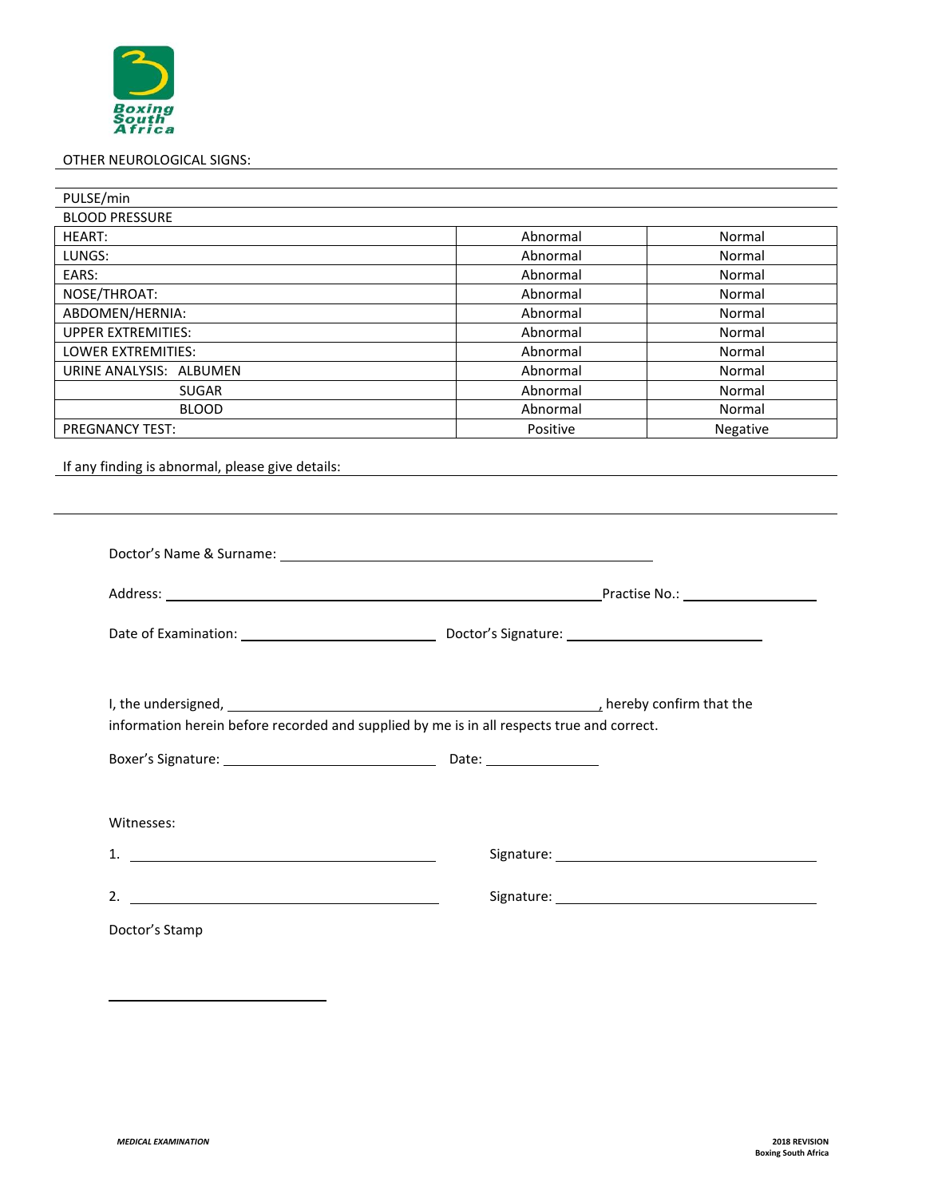OTHER NEUROLOGICAL SIGNS: ______________________________

PULSE/min

BLOOD PRESSURE

| | | |
|---|---|---|
| HEART: | Abnormal | Normal |
| LUNGS: | Abnormal | Normal |
| EARS: | Abnormal | Normal |
| NOSE/THROAT: | Abnormal | Normal |
| ABDOMEN/HERNIA: | Abnormal | Normal |
| UPPER EXTREMITIES: | Abnormal | Normal |
| LOWER EXTREMITIES: | Abnormal | Normal |
| URINE ANALYSIS: ALBUMEN | Abnormal | Normal |
| SUGAR | Abnormal | Normal |
| BLOOD | Abnormal | Normal |
| PREGNANCY TEST: | Positive | Negative |

If any finding is abnormal, please give details: ______________________________

______________________________

Doctor's Name & Surname: ______________________________

Address: ______________________________ Practise No.: ______________

Date of Examination: ______________________ Doctor's Signature: ______________________

I, the undersigned, ______________________________, hereby confirm that the information herein before recorded and supplied by me is in all respects true and correct.

Boxer's Signature: ______________________ Date: ______________

Witnesses:

1. ______________________________ Signature: ______________________________

2. ______________________________ Signature: ______________________________

Doctor's Stamp

______________________